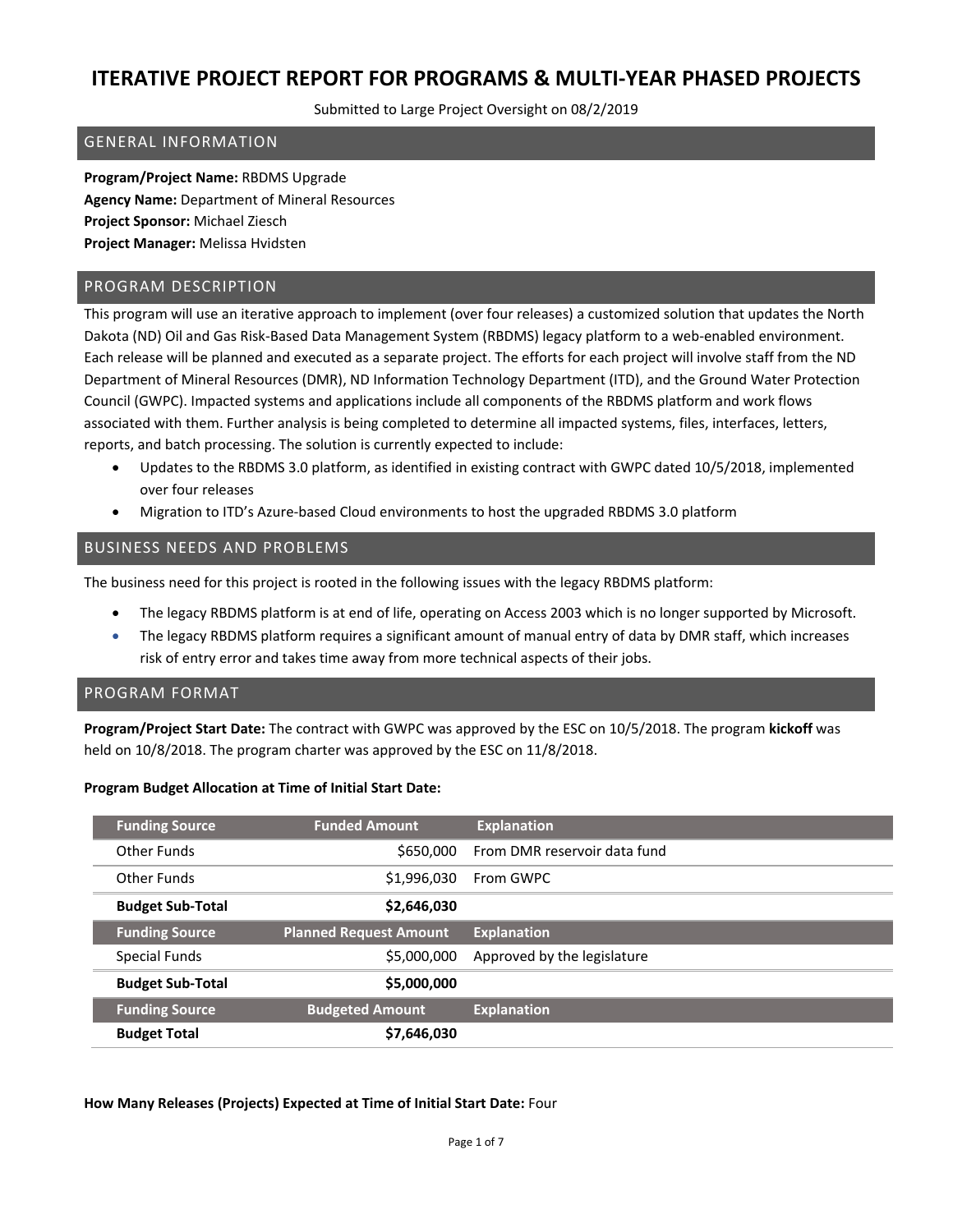# ITERATIVE PROJECT REPORT FOR PROGRAMS & MULTI-YEAR PHASED PROJECTS

Submitted to Large Project Oversight on 08/2/2019

## GENERAL INFORMATION

**Program/Project Name:** RBDMS Upgrade
**Agency Name:** Department of Mineral Resources
**Project Sponsor:** Michael Ziesch
**Project Manager:** Melissa Hvidsten

## PROGRAM DESCRIPTION

This program will use an iterative approach to implement (over four releases) a customized solution that updates the North Dakota (ND) Oil and Gas Risk-Based Data Management System (RBDMS) legacy platform to a web-enabled environment. Each release will be planned and executed as a separate project. The efforts for each project will involve staff from the ND Department of Mineral Resources (DMR), ND Information Technology Department (ITD), and the Ground Water Protection Council (GWPC). Impacted systems and applications include all components of the RBDMS platform and work flows associated with them. Further analysis is being completed to determine all impacted systems, files, interfaces, letters, reports, and batch processing. The solution is currently expected to include:

- Updates to the RBDMS 3.0 platform, as identified in existing contract with GWPC dated 10/5/2018, implemented over four releases
- Migration to ITD's Azure-based Cloud environments to host the upgraded RBDMS 3.0 platform

## BUSINESS NEEDS AND PROBLEMS

The business need for this project is rooted in the following issues with the legacy RBDMS platform:

- The legacy RBDMS platform is at end of life, operating on Access 2003 which is no longer supported by Microsoft.
- The legacy RBDMS platform requires a significant amount of manual entry of data by DMR staff, which increases risk of entry error and takes time away from more technical aspects of their jobs.

## PROGRAM FORMAT

**Program/Project Start Date:** The contract with GWPC was approved by the ESC on 10/5/2018. The program **kickoff** was held on 10/8/2018. The program charter was approved by the ESC on 11/8/2018.

**Program Budget Allocation at Time of Initial Start Date:**

| Funding Source | Funded Amount | Explanation |
|---|---:|---|
| Other Funds | $650,000 | From DMR reservoir data fund |
| Other Funds | $1,996,030 | From GWPC |
| **Budget Sub-Total** | **$2,646,030** | |
| **Funding Source** | **Planned Request Amount** | **Explanation** |
| Special Funds | $5,000,000 | Approved by the legislature |
| **Budget Sub-Total** | **$5,000,000** | |
| **Funding Source** | **Budgeted Amount** | **Explanation** |
| **Budget Total** | **$7,646,030** | |

**How Many Releases (Projects) Expected at Time of Initial Start Date:** Four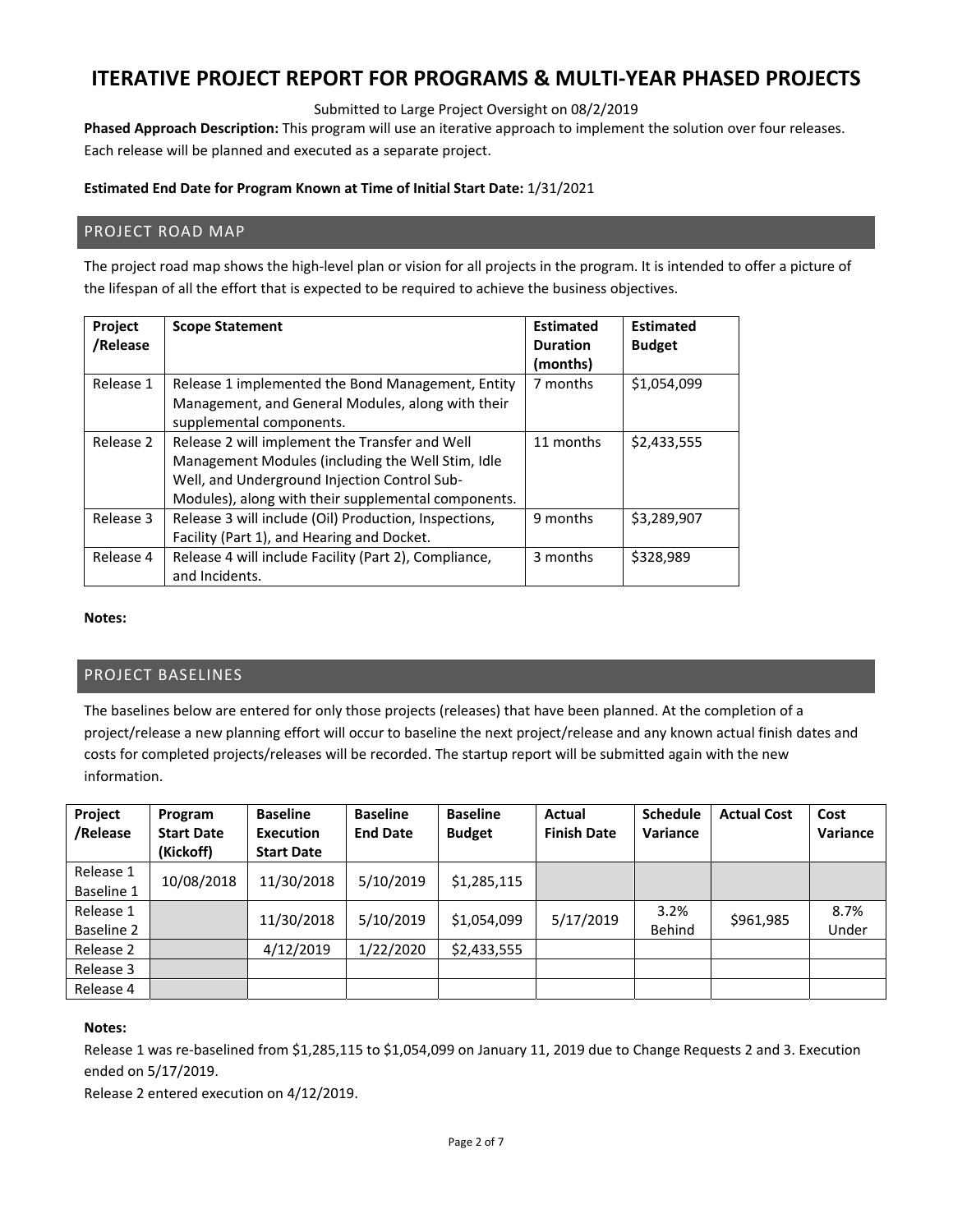# ITERATIVE PROJECT REPORT FOR PROGRAMS & MULTI-YEAR PHASED PROJECTS

Submitted to Large Project Oversight on 08/2/2019

**Phased Approach Description:** This program will use an iterative approach to implement the solution over four releases. Each release will be planned and executed as a separate project.

**Estimated End Date for Program Known at Time of Initial Start Date:** 1/31/2021

## PROJECT ROAD MAP

The project road map shows the high-level plan or vision for all projects in the program. It is intended to offer a picture of the lifespan of all the effort that is expected to be required to achieve the business objectives.

| Project /Release | Scope Statement | Estimated Duration (months) | Estimated Budget |
|---|---|---|---|
| Release 1 | Release 1 implemented the Bond Management, Entity Management, and General Modules, along with their supplemental components. | 7 months | $1,054,099 |
| Release 2 | Release 2 will implement the Transfer and Well Management Modules (including the Well Stim, Idle Well, and Underground Injection Control Sub-Modules), along with their supplemental components. | 11 months | $2,433,555 |
| Release 3 | Release 3 will include (Oil) Production, Inspections, Facility (Part 1), and Hearing and Docket. | 9 months | $3,289,907 |
| Release 4 | Release 4 will include Facility (Part 2), Compliance, and Incidents. | 3 months | $328,989 |

**Notes:**

## PROJECT BASELINES

The baselines below are entered for only those projects (releases) that have been planned. At the completion of a project/release a new planning effort will occur to baseline the next project/release and any known actual finish dates and costs for completed projects/releases will be recorded. The startup report will be submitted again with the new information.

| Project /Release | Program Start Date (Kickoff) | Baseline Execution Start Date | Baseline End Date | Baseline Budget | Actual Finish Date | Schedule Variance | Actual Cost | Cost Variance |
|---|---|---|---|---|---|---|---|---|
| Release 1 Baseline 1 | 10/08/2018 | 11/30/2018 | 5/10/2019 | $1,285,115 | | | | |
| Release 1 Baseline 2 | | 11/30/2018 | 5/10/2019 | $1,054,099 | 5/17/2019 | 3.2% Behind | $961,985 | 8.7% Under |
| Release 2 | | 4/12/2019 | 1/22/2020 | $2,433,555 | | | | |
| Release 3 | | | | | | | | |
| Release 4 | | | | | | | | |

**Notes:**

Release 1 was re-baselined from $1,285,115 to $1,054,099 on January 11, 2019 due to Change Requests 2 and 3. Execution ended on 5/17/2019.

Release 2 entered execution on 4/12/2019.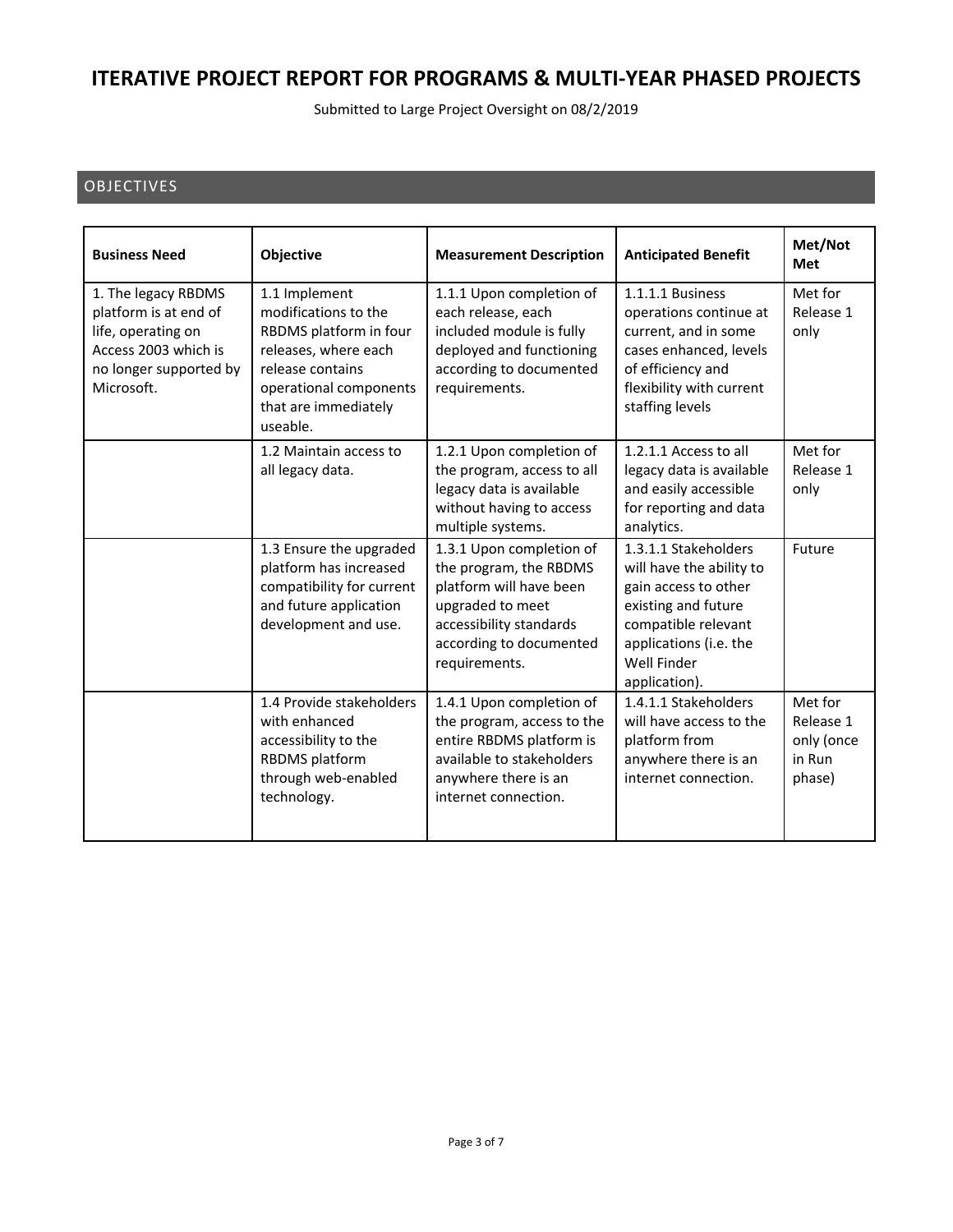# ITERATIVE PROJECT REPORT FOR PROGRAMS & MULTI-YEAR PHASED PROJECTS

Submitted to Large Project Oversight on 08/2/2019

## OBJECTIVES

| Business Need | Objective | Measurement Description | Anticipated Benefit | Met/Not Met |
|---|---|---|---|---|
| 1. The legacy RBDMS platform is at end of life, operating on Access 2003 which is no longer supported by Microsoft. | 1.1 Implement modifications to the RBDMS platform in four releases, where each release contains operational components that are immediately useable. | 1.1.1 Upon completion of each release, each included module is fully deployed and functioning according to documented requirements. | 1.1.1.1 Business operations continue at current, and in some cases enhanced, levels of efficiency and flexibility with current staffing levels | Met for Release 1 only |
| | 1.2 Maintain access to all legacy data. | 1.2.1 Upon completion of the program, access to all legacy data is available without having to access multiple systems. | 1.2.1.1 Access to all legacy data is available and easily accessible for reporting and data analytics. | Met for Release 1 only |
| | 1.3 Ensure the upgraded platform has increased compatibility for current and future application development and use. | 1.3.1 Upon completion of the program, the RBDMS platform will have been upgraded to meet accessibility standards according to documented requirements. | 1.3.1.1 Stakeholders will have the ability to gain access to other existing and future compatible relevant applications (i.e. the Well Finder application). | Future |
| | 1.4 Provide stakeholders with enhanced accessibility to the RBDMS platform through web-enabled technology. | 1.4.1 Upon completion of the program, access to the entire RBDMS platform is available to stakeholders anywhere there is an internet connection. | 1.4.1.1 Stakeholders will have access to the platform from anywhere there is an internet connection. | Met for Release 1 only (once in Run phase) |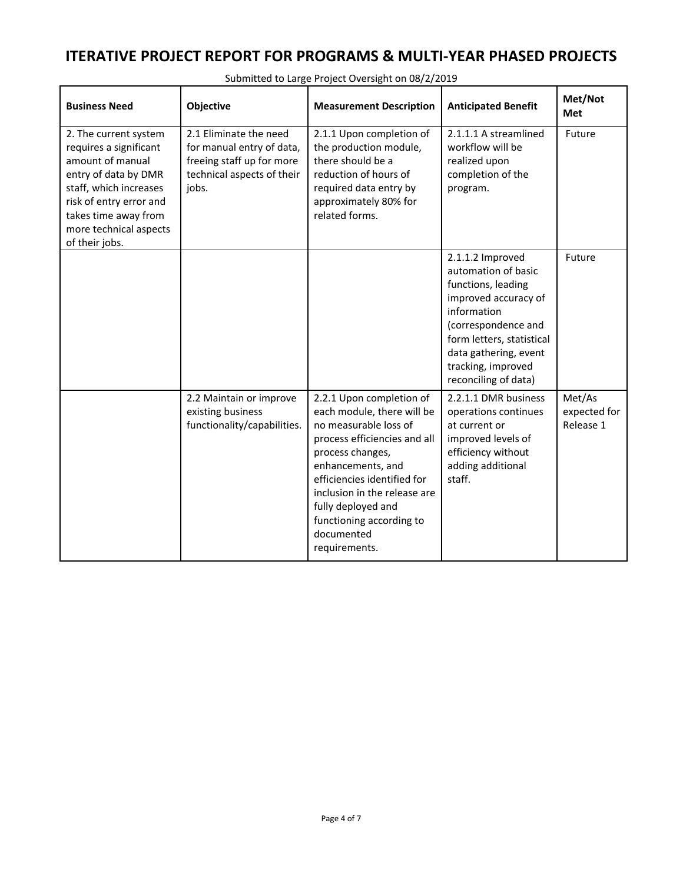# ITERATIVE PROJECT REPORT FOR PROGRAMS & MULTI-YEAR PHASED PROJECTS

Submitted to Large Project Oversight on 08/2/2019

| Business Need | Objective | Measurement Description | Anticipated Benefit | Met/Not Met |
|---|---|---|---|---|
| 2. The current system requires a significant amount of manual entry of data by DMR staff, which increases risk of entry error and takes time away from more technical aspects of their jobs. | 2.1 Eliminate the need for manual entry of data, freeing staff up for more technical aspects of their jobs. | 2.1.1 Upon completion of the production module, there should be a reduction of hours of required data entry by approximately 80% for related forms. | 2.1.1.1 A streamlined workflow will be realized upon completion of the program. | Future |
| | | | 2.1.1.2 Improved automation of basic functions, leading improved accuracy of information (correspondence and form letters, statistical data gathering, event tracking, improved reconciling of data) | Future |
| | 2.2 Maintain or improve existing business functionality/capabilities. | 2.2.1 Upon completion of each module, there will be no measurable loss of process efficiencies and all process changes, enhancements, and efficiencies identified for inclusion in the release are fully deployed and functioning according to documented requirements. | 2.2.1.1 DMR business operations continues at current or improved levels of efficiency without adding additional staff. | Met/As expected for Release 1 |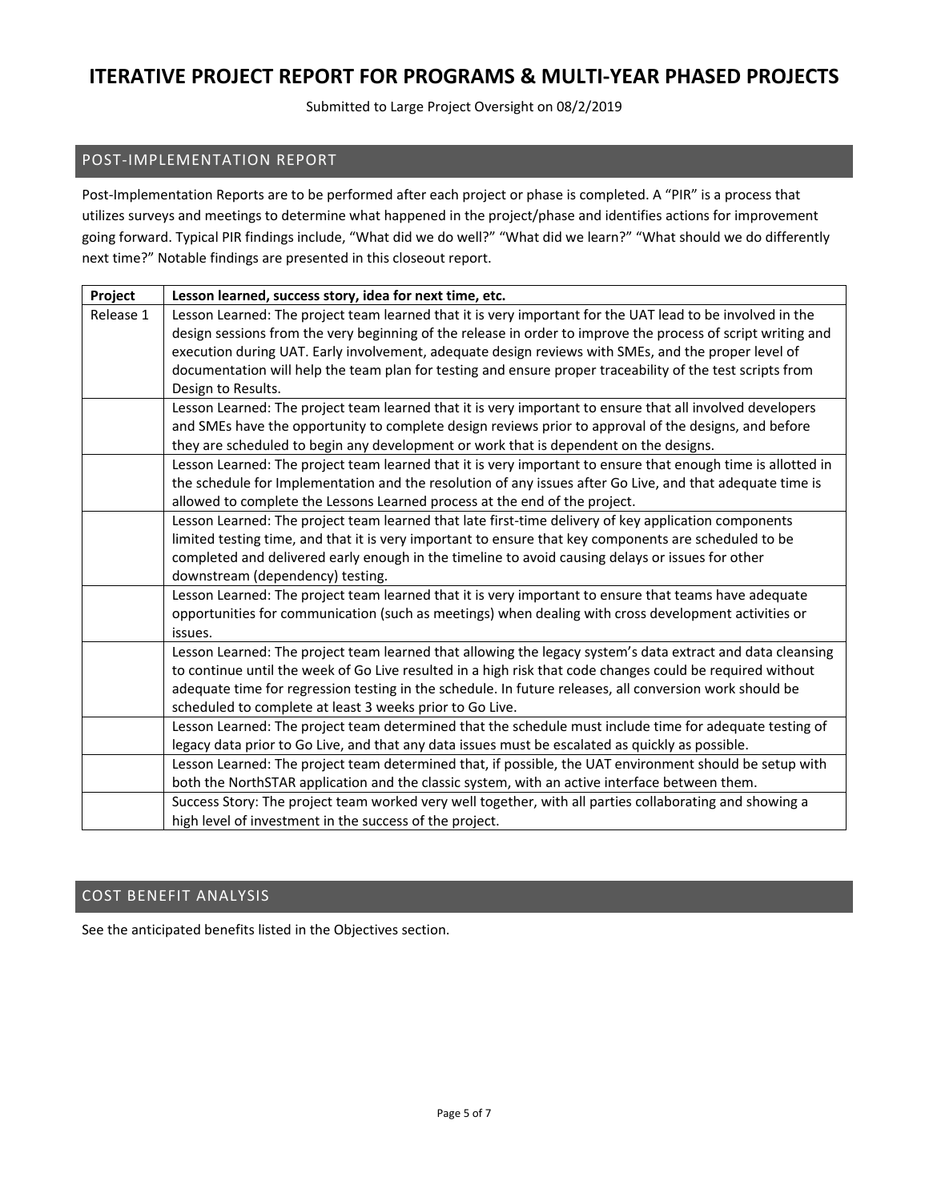# ITERATIVE PROJECT REPORT FOR PROGRAMS & MULTI-YEAR PHASED PROJECTS

Submitted to Large Project Oversight on 08/2/2019

## POST-IMPLEMENTATION REPORT

Post-Implementation Reports are to be performed after each project or phase is completed. A "PIR" is a process that utilizes surveys and meetings to determine what happened in the project/phase and identifies actions for improvement going forward. Typical PIR findings include, "What did we do well?" "What did we learn?" "What should we do differently next time?" Notable findings are presented in this closeout report.

| Project | Lesson learned, success story, idea for next time, etc. |
|---|---|
| Release 1 | Lesson Learned: The project team learned that it is very important for the UAT lead to be involved in the design sessions from the very beginning of the release in order to improve the process of script writing and execution during UAT. Early involvement, adequate design reviews with SMEs, and the proper level of documentation will help the team plan for testing and ensure proper traceability of the test scripts from Design to Results. |
| | Lesson Learned: The project team learned that it is very important to ensure that all involved developers and SMEs have the opportunity to complete design reviews prior to approval of the designs, and before they are scheduled to begin any development or work that is dependent on the designs. |
| | Lesson Learned: The project team learned that it is very important to ensure that enough time is allotted in the schedule for Implementation and the resolution of any issues after Go Live, and that adequate time is allowed to complete the Lessons Learned process at the end of the project. |
| | Lesson Learned: The project team learned that late first-time delivery of key application components limited testing time, and that it is very important to ensure that key components are scheduled to be completed and delivered early enough in the timeline to avoid causing delays or issues for other downstream (dependency) testing. |
| | Lesson Learned: The project team learned that it is very important to ensure that teams have adequate opportunities for communication (such as meetings) when dealing with cross development activities or issues. |
| | Lesson Learned: The project team learned that allowing the legacy system's data extract and data cleansing to continue until the week of Go Live resulted in a high risk that code changes could be required without adequate time for regression testing in the schedule. In future releases, all conversion work should be scheduled to complete at least 3 weeks prior to Go Live. |
| | Lesson Learned: The project team determined that the schedule must include time for adequate testing of legacy data prior to Go Live, and that any data issues must be escalated as quickly as possible. |
| | Lesson Learned: The project team determined that, if possible, the UAT environment should be setup with both the NorthSTAR application and the classic system, with an active interface between them. |
| | Success Story: The project team worked very well together, with all parties collaborating and showing a high level of investment in the success of the project. |

## COST BENEFIT ANALYSIS

See the anticipated benefits listed in the Objectives section.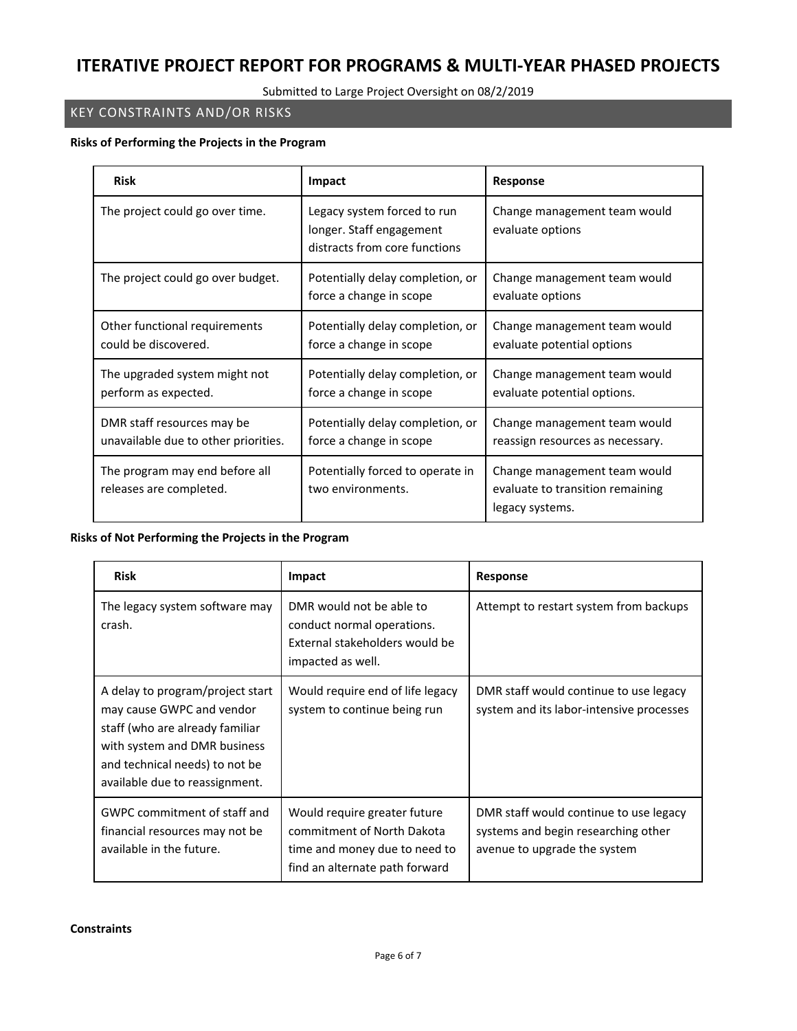# ITERATIVE PROJECT REPORT FOR PROGRAMS & MULTI-YEAR PHASED PROJECTS

Submitted to Large Project Oversight on 08/2/2019

## KEY CONSTRAINTS AND/OR RISKS

**Risks of Performing the Projects in the Program**

| Risk | Impact | Response |
|---|---|---|
| The project could go over time. | Legacy system forced to run longer. Staff engagement distracts from core functions | Change management team would evaluate options |
| The project could go over budget. | Potentially delay completion, or force a change in scope | Change management team would evaluate options |
| Other functional requirements could be discovered. | Potentially delay completion, or force a change in scope | Change management team would evaluate potential options |
| The upgraded system might not perform as expected. | Potentially delay completion, or force a change in scope | Change management team would evaluate potential options. |
| DMR staff resources may be unavailable due to other priorities. | Potentially delay completion, or force a change in scope | Change management team would reassign resources as necessary. |
| The program may end before all releases are completed. | Potentially forced to operate in two environments. | Change management team would evaluate to transition remaining legacy systems. |

**Risks of Not Performing the Projects in the Program**

| Risk | Impact | Response |
|---|---|---|
| The legacy system software may crash. | DMR would not be able to conduct normal operations. External stakeholders would be impacted as well. | Attempt to restart system from backups |
| A delay to program/project start may cause GWPC and vendor staff (who are already familiar with system and DMR business and technical needs) to not be available due to reassignment. | Would require end of life legacy system to continue being run | DMR staff would continue to use legacy system and its labor-intensive processes |
| GWPC commitment of staff and financial resources may not be available in the future. | Would require greater future commitment of North Dakota time and money due to need to find an alternate path forward | DMR staff would continue to use legacy systems and begin researching other avenue to upgrade the system |

**Constraints**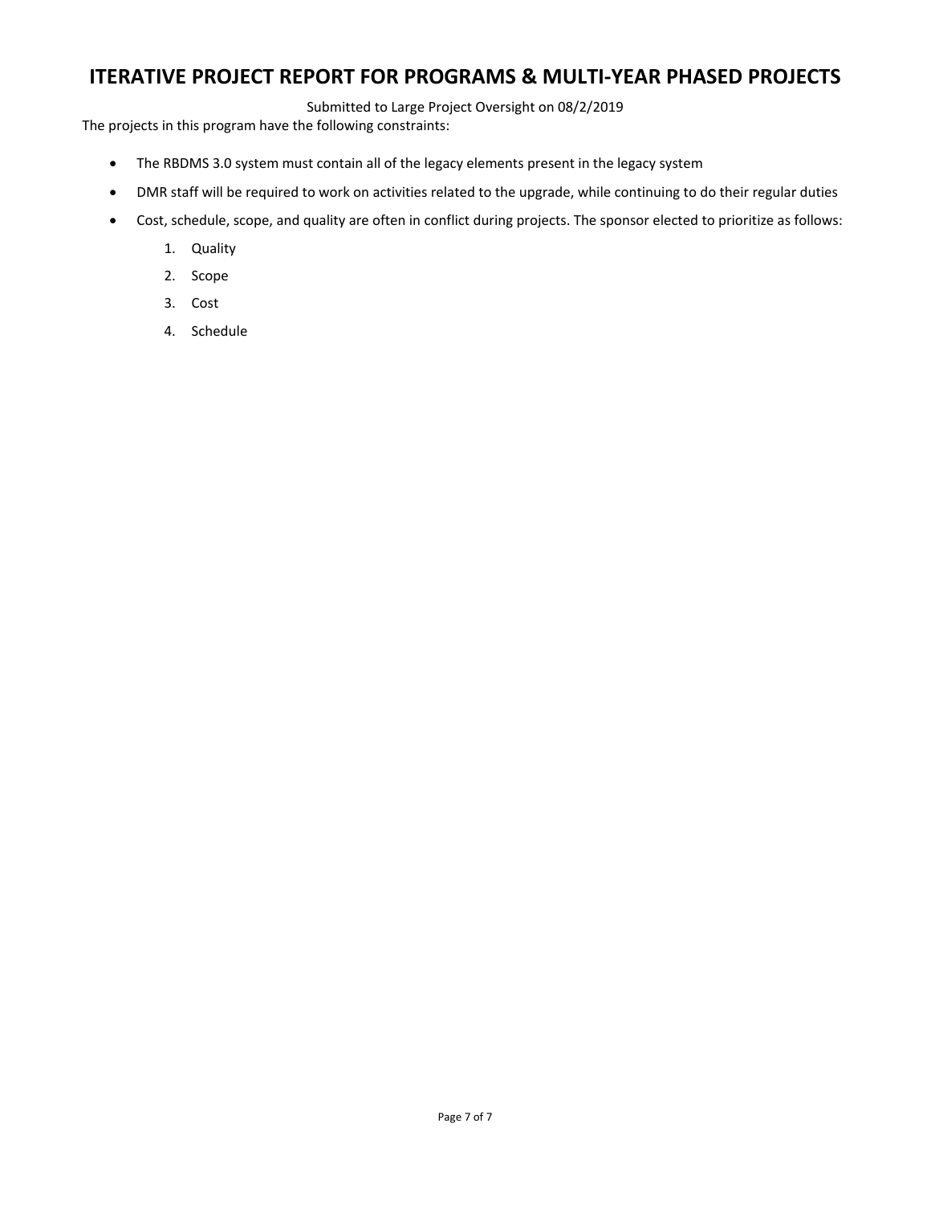# ITERATIVE PROJECT REPORT FOR PROGRAMS & MULTI-YEAR PHASED PROJECTS

Submitted to Large Project Oversight on 08/2/2019

The projects in this program have the following constraints:

- The RBDMS 3.0 system must contain all of the legacy elements present in the legacy system
- DMR staff will be required to work on activities related to the upgrade, while continuing to do their regular duties
- Cost, schedule, scope, and quality are often in conflict during projects. The sponsor elected to prioritize as follows:
    1. Quality
    2. Scope
    3. Cost
    4. Schedule